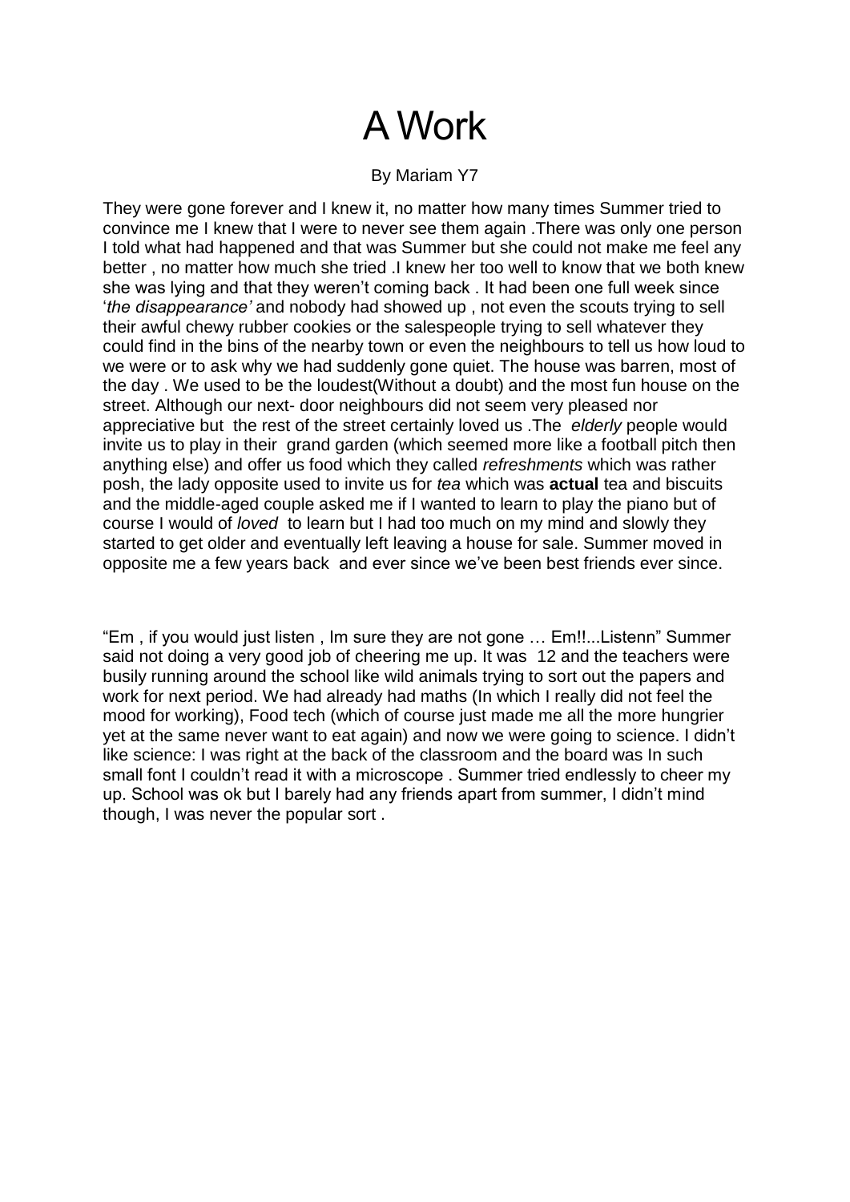# A Work

By Mariam Y7

They were gone forever and I knew it, no matter how many times Summer tried to convince me I knew that I were to never see them again .There was only one person I told what had happened and that was Summer but she could not make me feel any better , no matter how much she tried .I knew her too well to know that we both knew she was lying and that they weren't coming back . It had been one full week since '*the disappearance'* and nobody had showed up , not even the scouts trying to sell their awful chewy rubber cookies or the salespeople trying to sell whatever they could find in the bins of the nearby town or even the neighbours to tell us how loud to we were or to ask why we had suddenly gone quiet. The house was barren, most of the day . We used to be the loudest(Without a doubt) and the most fun house on the street. Although our next- door neighbours did not seem very pleased nor appreciative but the rest of the street certainly loved us .The *elderly* people would invite us to play in their grand garden (which seemed more like a football pitch then anything else) and offer us food which they called *refreshments* which was rather posh, the lady opposite used to invite us for *tea* which was **actual** tea and biscuits and the middle-aged couple asked me if I wanted to learn to play the piano but of course I would of *loved* to learn but I had too much on my mind and slowly they started to get older and eventually left leaving a house for sale. Summer moved in opposite me a few years back and ever since we've been best friends ever since.

"Em , if you would just listen , Im sure they are not gone … Em!!...Listenn" Summer said not doing a very good job of cheering me up. It was 12 and the teachers were busily running around the school like wild animals trying to sort out the papers and work for next period. We had already had maths (In which I really did not feel the mood for working), Food tech (which of course just made me all the more hungrier yet at the same never want to eat again) and now we were going to science. I didn't like science: I was right at the back of the classroom and the board was In such small font I couldn't read it with a microscope . Summer tried endlessly to cheer my up. School was ok but I barely had any friends apart from summer, I didn't mind though, I was never the popular sort .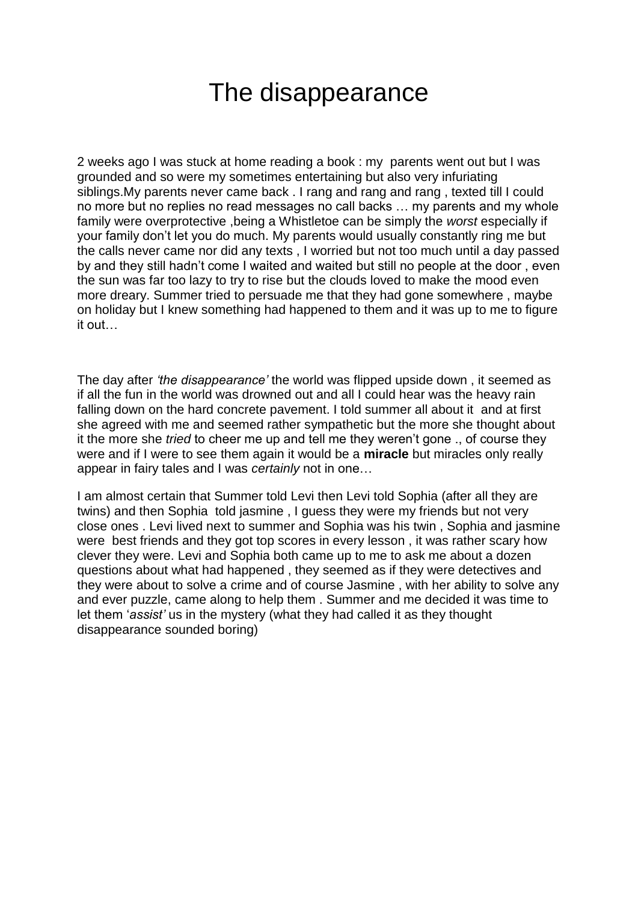# The disappearance

2 weeks ago I was stuck at home reading a book : my parents went out but I was grounded and so were my sometimes entertaining but also very infuriating siblings.My parents never came back . I rang and rang and rang , texted till I could no more but no replies no read messages no call backs … my parents and my whole family were overprotective ,being a Whistletoe can be simply the *worst* especially if your family don't let you do much. My parents would usually constantly ring me but the calls never came nor did any texts , I worried but not too much until a day passed by and they still hadn't come I waited and waited but still no people at the door , even the sun was far too lazy to try to rise but the clouds loved to make the mood even more dreary. Summer tried to persuade me that they had gone somewhere , maybe on holiday but I knew something had happened to them and it was up to me to figure it out…

The day after *'the disappearance'* the world was flipped upside down , it seemed as if all the fun in the world was drowned out and all I could hear was the heavy rain falling down on the hard concrete pavement. I told summer all about it and at first she agreed with me and seemed rather sympathetic but the more she thought about it the more she *tried* to cheer me up and tell me they weren't gone ., of course they were and if I were to see them again it would be a **miracle** but miracles only really appear in fairy tales and I was *certainly* not in one…

I am almost certain that Summer told Levi then Levi told Sophia (after all they are twins) and then Sophia told jasmine , I guess they were my friends but not very close ones . Levi lived next to summer and Sophia was his twin , Sophia and jasmine were best friends and they got top scores in every lesson , it was rather scary how clever they were. Levi and Sophia both came up to me to ask me about a dozen questions about what had happened , they seemed as if they were detectives and they were about to solve a crime and of course Jasmine , with her ability to solve any and ever puzzle, came along to help them . Summer and me decided it was time to let them '*assist'* us in the mystery (what they had called it as they thought disappearance sounded boring)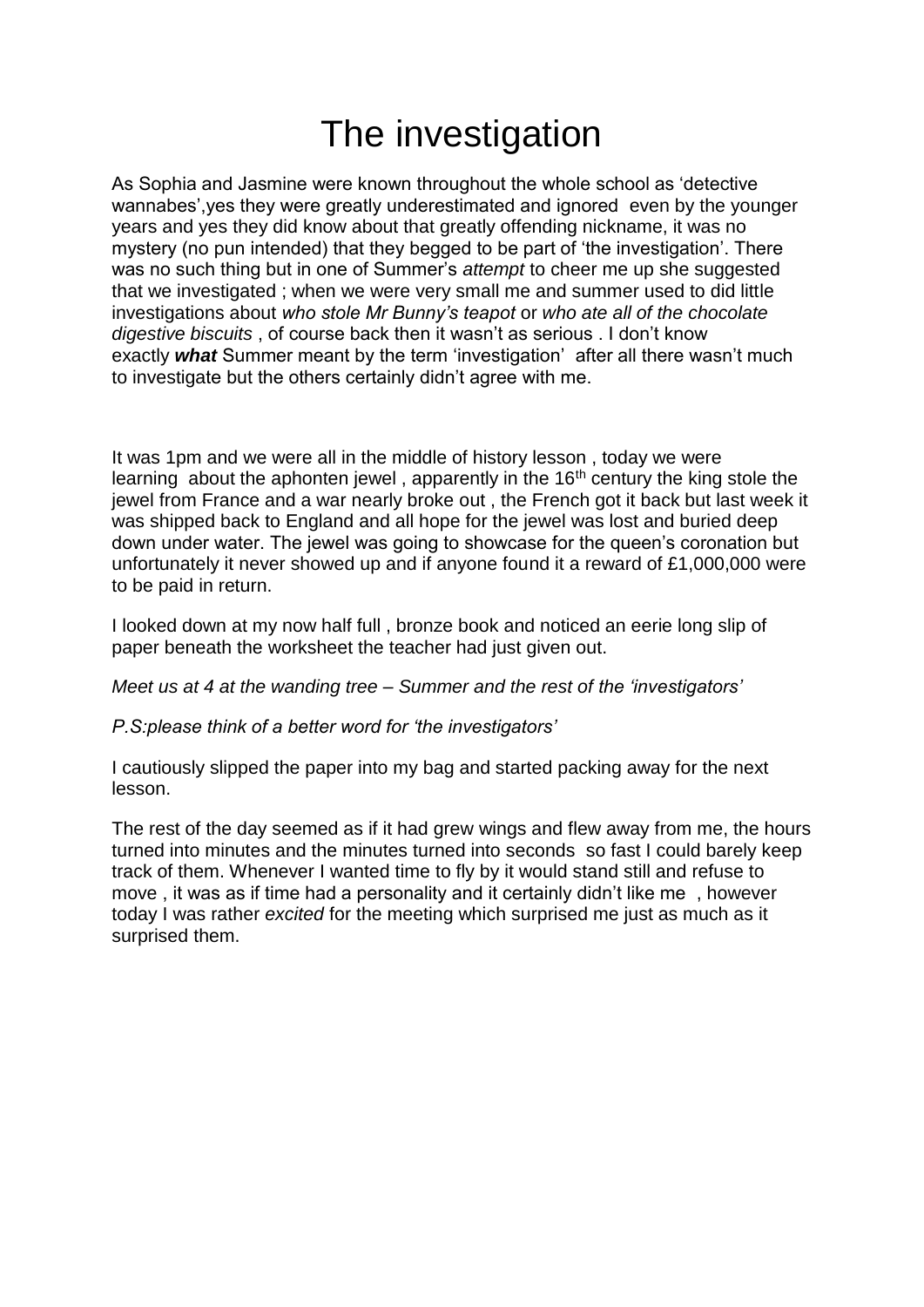# The investigation

As Sophia and Jasmine were known throughout the whole school as 'detective wannabes',yes they were greatly underestimated and ignored even by the younger years and yes they did know about that greatly offending nickname, it was no mystery (no pun intended) that they begged to be part of 'the investigation'. There was no such thing but in one of Summer's *attempt* to cheer me up she suggested that we investigated ; when we were very small me and summer used to did little investigations about *who stole Mr Bunny's teapot* or *who ate all of the chocolate digestive biscuits* , of course back then it wasn't as serious . I don't know exactly ***what*** Summer meant by the term 'investigation' after all there wasn't much to investigate but the others certainly didn't agree with me.

It was 1pm and we were all in the middle of history lesson , today we were learning about the aphonten jewel , apparently in the 16th century the king stole the jewel from France and a war nearly broke out , the French got it back but last week it was shipped back to England and all hope for the jewel was lost and buried deep down under water. The jewel was going to showcase for the queen's coronation but unfortunately it never showed up and if anyone found it a reward of £1,000,000 were to be paid in return.

I looked down at my now half full , bronze book and noticed an eerie long slip of paper beneath the worksheet the teacher had just given out.

*Meet us at 4 at the wanding tree – Summer and the rest of the 'investigators'*

*P.S:please think of a better word for 'the investigators'*

I cautiously slipped the paper into my bag and started packing away for the next lesson.

The rest of the day seemed as if it had grew wings and flew away from me, the hours turned into minutes and the minutes turned into seconds so fast I could barely keep track of them. Whenever I wanted time to fly by it would stand still and refuse to move , it was as if time had a personality and it certainly didn't like me , however today I was rather *excited* for the meeting which surprised me just as much as it surprised them.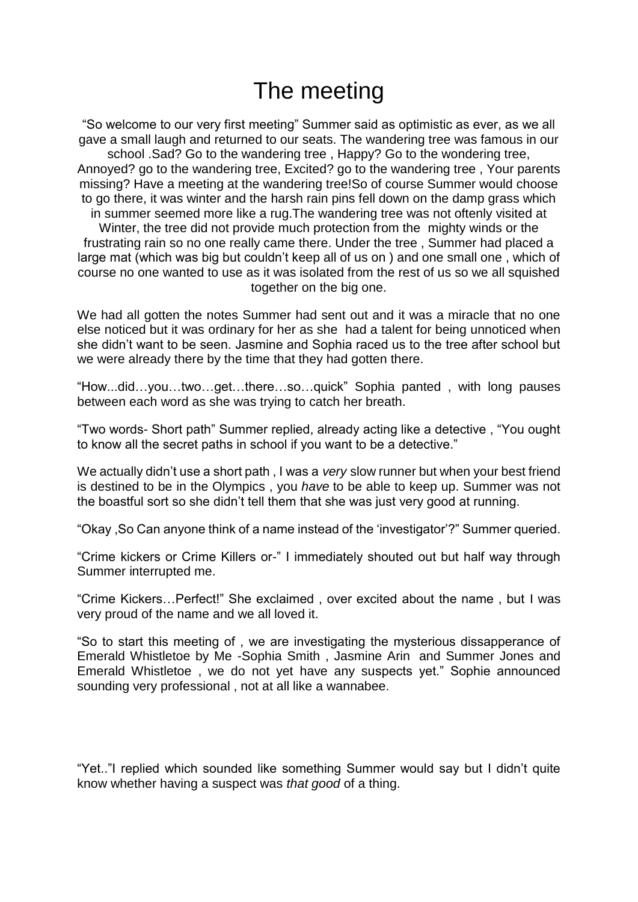# The meeting

"So welcome to our very first meeting" Summer said as optimistic as ever, as we all gave a small laugh and returned to our seats. The wandering tree was famous in our school .Sad? Go to the wandering tree , Happy? Go to the wondering tree, Annoyed? go to the wandering tree, Excited? go to the wandering tree , Your parents missing? Have a meeting at the wandering tree!So of course Summer would choose to go there, it was winter and the harsh rain pins fell down on the damp grass which in summer seemed more like a rug.The wandering tree was not oftenly visited at Winter, the tree did not provide much protection from the mighty winds or the frustrating rain so no one really came there. Under the tree , Summer had placed a large mat (which was big but couldn't keep all of us on ) and one small one , which of course no one wanted to use as it was isolated from the rest of us so we all squished together on the big one.

We had all gotten the notes Summer had sent out and it was a miracle that no one else noticed but it was ordinary for her as she had a talent for being unnoticed when she didn't want to be seen. Jasmine and Sophia raced us to the tree after school but we were already there by the time that they had gotten there.

"How...did…you…two…get…there…so…quick" Sophia panted , with long pauses between each word as she was trying to catch her breath.

"Two words- Short path" Summer replied, already acting like a detective , "You ought to know all the secret paths in school if you want to be a detective."

We actually didn't use a short path , I was a *very* slow runner but when your best friend is destined to be in the Olympics , you *have* to be able to keep up. Summer was not the boastful sort so she didn't tell them that she was just very good at running.

"Okay ,So Can anyone think of a name instead of the 'investigator'?" Summer queried.

"Crime kickers or Crime Killers or-" I immediately shouted out but half way through Summer interrupted me.

"Crime Kickers…Perfect!" She exclaimed , over excited about the name , but I was very proud of the name and we all loved it.

"So to start this meeting of , we are investigating the mysterious dissapperance of Emerald Whistletoe by Me -Sophia Smith , Jasmine Arin and Summer Jones and Emerald Whistletoe , we do not yet have any suspects yet." Sophie announced sounding very professional , not at all like a wannabee.

"Yet.."I replied which sounded like something Summer would say but I didn't quite know whether having a suspect was *that good* of a thing.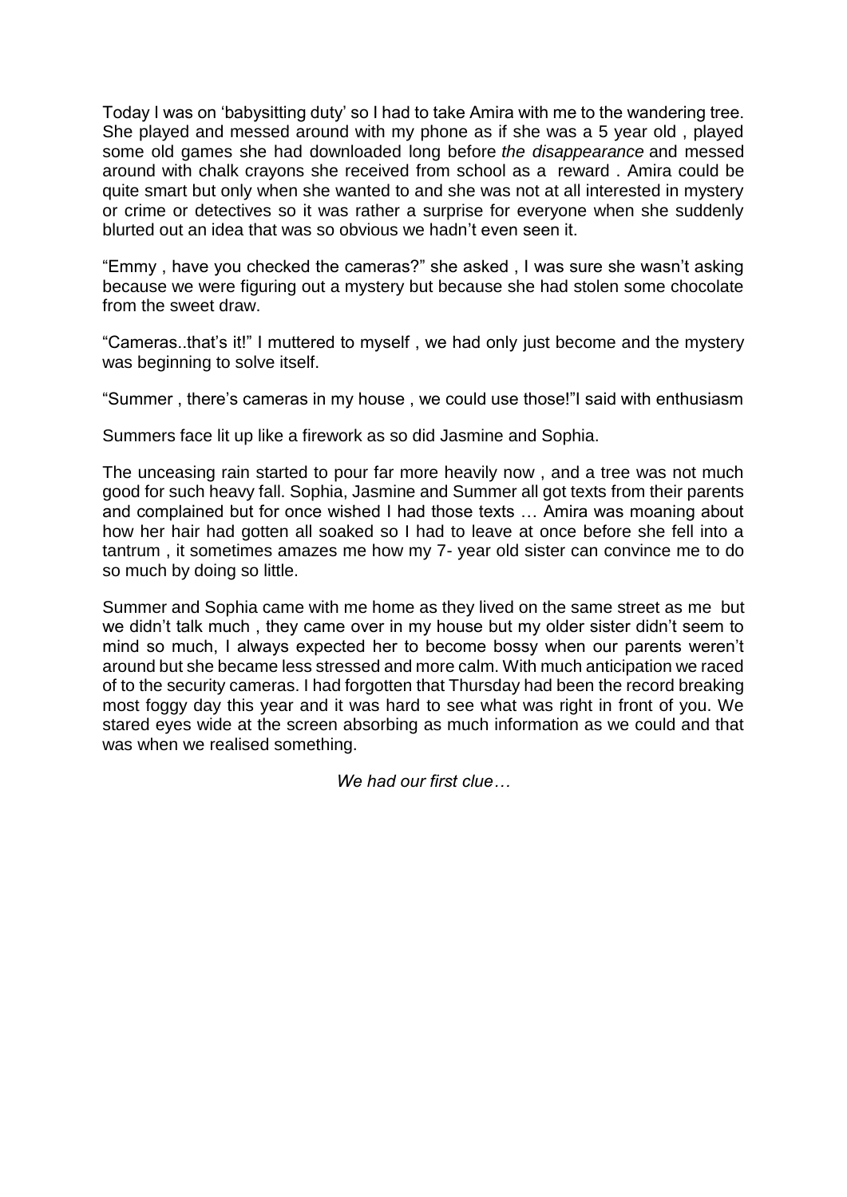Today I was on 'babysitting duty' so I had to take Amira with me to the wandering tree. She played and messed around with my phone as if she was a 5 year old , played some old games she had downloaded long before *the disappearance* and messed around with chalk crayons she received from school as a reward . Amira could be quite smart but only when she wanted to and she was not at all interested in mystery or crime or detectives so it was rather a surprise for everyone when she suddenly blurted out an idea that was so obvious we hadn't even seen it.

"Emmy , have you checked the cameras?" she asked , I was sure she wasn't asking because we were figuring out a mystery but because she had stolen some chocolate from the sweet draw.

"Cameras..that's it!" I muttered to myself , we had only just become and the mystery was beginning to solve itself.

"Summer , there's cameras in my house , we could use those!"I said with enthusiasm

Summers face lit up like a firework as so did Jasmine and Sophia.

The unceasing rain started to pour far more heavily now , and a tree was not much good for such heavy fall. Sophia, Jasmine and Summer all got texts from their parents and complained but for once wished I had those texts … Amira was moaning about how her hair had gotten all soaked so I had to leave at once before she fell into a tantrum , it sometimes amazes me how my 7- year old sister can convince me to do so much by doing so little.

Summer and Sophia came with me home as they lived on the same street as me but we didn't talk much , they came over in my house but my older sister didn't seem to mind so much, I always expected her to become bossy when our parents weren't around but she became less stressed and more calm. With much anticipation we raced of to the security cameras. I had forgotten that Thursday had been the record breaking most foggy day this year and it was hard to see what was right in front of you. We stared eyes wide at the screen absorbing as much information as we could and that was when we realised something.

*We had our first clue…*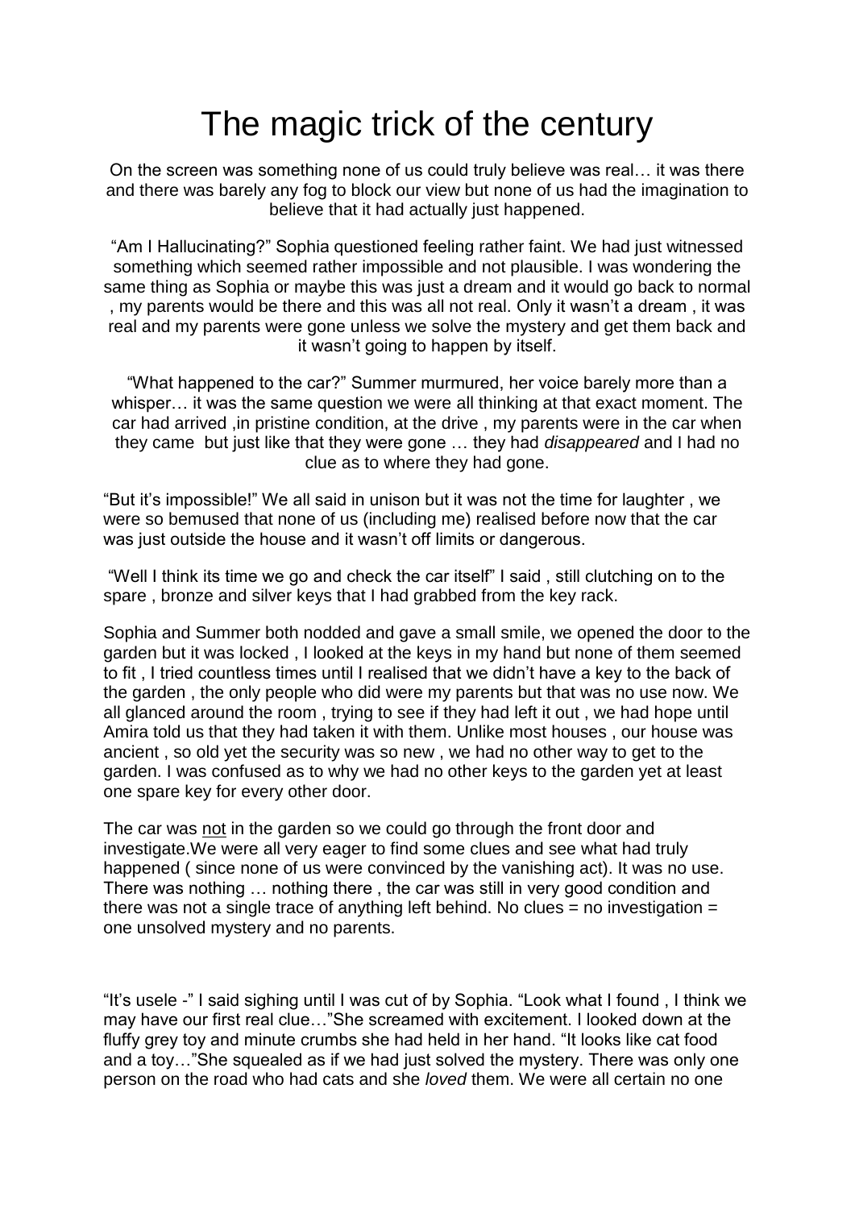# The magic trick of the century

On the screen was something none of us could truly believe was real… it was there and there was barely any fog to block our view but none of us had the imagination to believe that it had actually just happened.

"Am I Hallucinating?" Sophia questioned feeling rather faint. We had just witnessed something which seemed rather impossible and not plausible. I was wondering the same thing as Sophia or maybe this was just a dream and it would go back to normal , my parents would be there and this was all not real. Only it wasn't a dream , it was real and my parents were gone unless we solve the mystery and get them back and it wasn't going to happen by itself.

"What happened to the car?" Summer murmured, her voice barely more than a whisper… it was the same question we were all thinking at that exact moment. The car had arrived ,in pristine condition, at the drive , my parents were in the car when they came but just like that they were gone … they had *disappeared* and I had no clue as to where they had gone.

"But it's impossible!" We all said in unison but it was not the time for laughter , we were so bemused that none of us (including me) realised before now that the car was just outside the house and it wasn't off limits or dangerous.

"Well I think its time we go and check the car itself" I said , still clutching on to the spare , bronze and silver keys that I had grabbed from the key rack.

Sophia and Summer both nodded and gave a small smile, we opened the door to the garden but it was locked , I looked at the keys in my hand but none of them seemed to fit , I tried countless times until I realised that we didn't have a key to the back of the garden , the only people who did were my parents but that was no use now. We all glanced around the room , trying to see if they had left it out , we had hope until Amira told us that they had taken it with them. Unlike most houses , our house was ancient , so old yet the security was so new , we had no other way to get to the garden. I was confused as to why we had no other keys to the garden yet at least one spare key for every other door.

The car was <u>not</u> in the garden so we could go through the front door and investigate.We were all very eager to find some clues and see what had truly happened ( since none of us were convinced by the vanishing act). It was no use. There was nothing … nothing there , the car was still in very good condition and there was not a single trace of anything left behind. No clues = no investigation = one unsolved mystery and no parents.

"It's usele -" I said sighing until I was cut of by Sophia. "Look what I found , I think we may have our first real clue…"She screamed with excitement. I looked down at the fluffy grey toy and minute crumbs she had held in her hand. "It looks like cat food and a toy…"She squealed as if we had just solved the mystery. There was only one person on the road who had cats and she *loved* them. We were all certain no one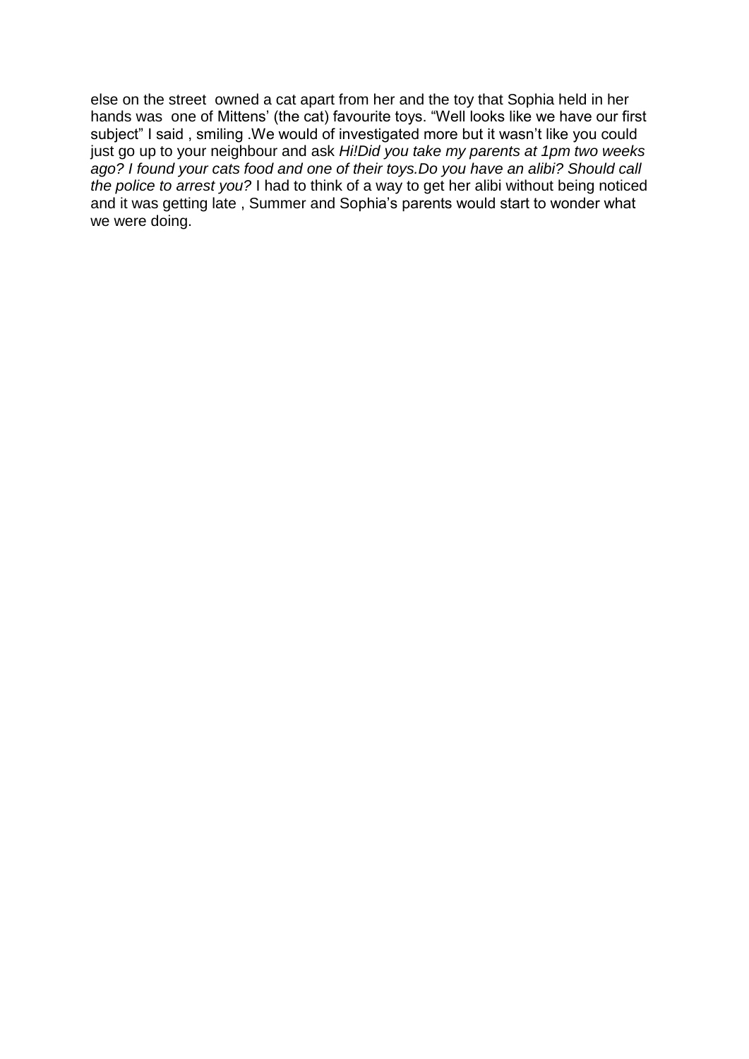else on the street owned a cat apart from her and the toy that Sophia held in her hands was one of Mittens' (the cat) favourite toys. "Well looks like we have our first subject" I said , smiling .We would of investigated more but it wasn't like you could just go up to your neighbour and ask *Hi!Did you take my parents at 1pm two weeks ago? I found your cats food and one of their toys.Do you have an alibi? Should call the police to arrest you?* I had to think of a way to get her alibi without being noticed and it was getting late , Summer and Sophia's parents would start to wonder what we were doing.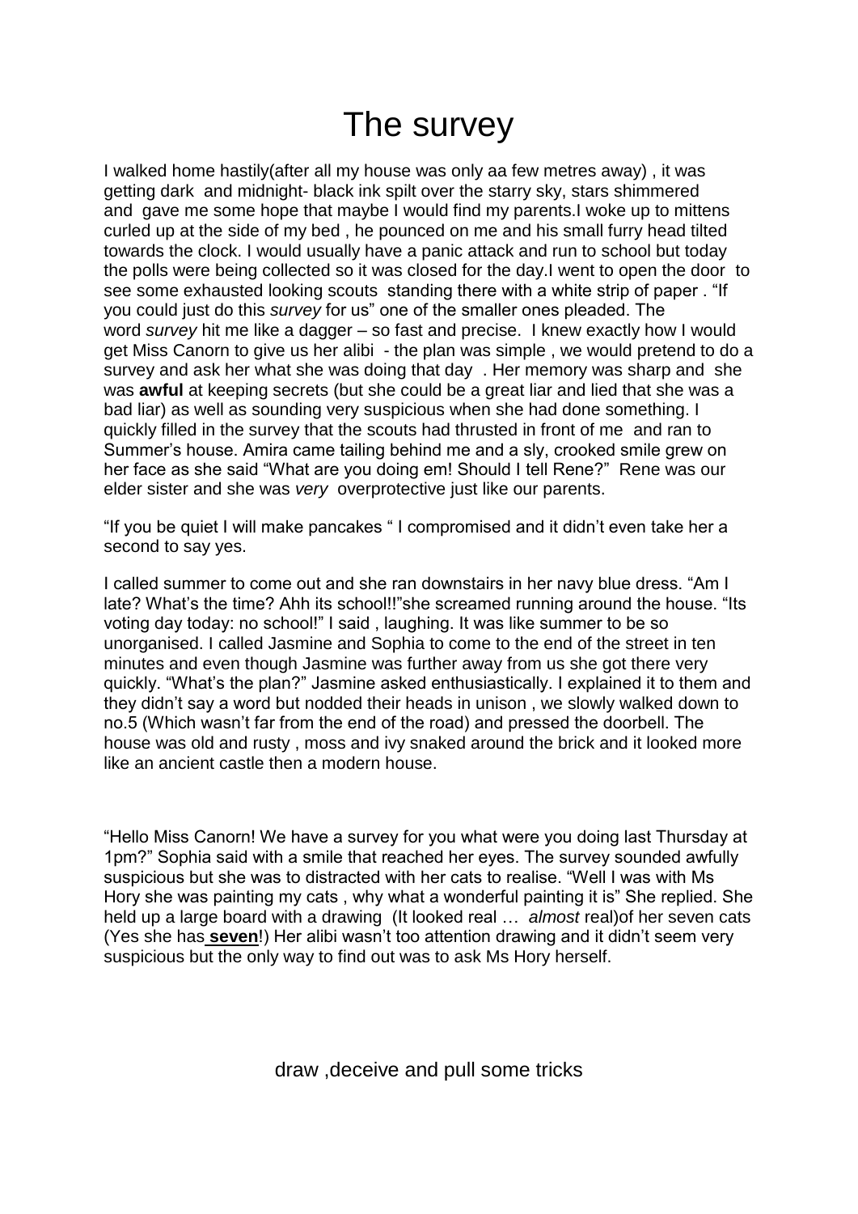# The survey

I walked home hastily(after all my house was only aa few metres away) , it was getting dark and midnight- black ink spilt over the starry sky, stars shimmered and gave me some hope that maybe I would find my parents.I woke up to mittens curled up at the side of my bed , he pounced on me and his small furry head tilted towards the clock. I would usually have a panic attack and run to school but today the polls were being collected so it was closed for the day.I went to open the door to see some exhausted looking scouts standing there with a white strip of paper . "If you could just do this *survey* for us" one of the smaller ones pleaded. The word *survey* hit me like a dagger – so fast and precise. I knew exactly how I would get Miss Canorn to give us her alibi - the plan was simple , we would pretend to do a survey and ask her what she was doing that day . Her memory was sharp and she was **awful** at keeping secrets (but she could be a great liar and lied that she was a bad liar) as well as sounding very suspicious when she had done something. I quickly filled in the survey that the scouts had thrusted in front of me and ran to Summer's house. Amira came tailing behind me and a sly, crooked smile grew on her face as she said "What are you doing em! Should I tell Rene?" Rene was our elder sister and she was *very* overprotective just like our parents.

"If you be quiet I will make pancakes " I compromised and it didn't even take her a second to say yes.

I called summer to come out and she ran downstairs in her navy blue dress. "Am I late? What's the time? Ahh its school!!"she screamed running around the house. "Its voting day today: no school!" I said , laughing. It was like summer to be so unorganised. I called Jasmine and Sophia to come to the end of the street in ten minutes and even though Jasmine was further away from us she got there very quickly. "What's the plan?" Jasmine asked enthusiastically. I explained it to them and they didn't say a word but nodded their heads in unison , we slowly walked down to no.5 (Which wasn't far from the end of the road) and pressed the doorbell. The house was old and rusty , moss and ivy snaked around the brick and it looked more like an ancient castle then a modern house.

"Hello Miss Canorn! We have a survey for you what were you doing last Thursday at 1pm?" Sophia said with a smile that reached her eyes. The survey sounded awfully suspicious but she was to distracted with her cats to realise. "Well I was with Ms Hory she was painting my cats , why what a wonderful painting it is" She replied. She held up a large board with a drawing (It looked real … *almost* real)of her seven cats (Yes she has **seven**!) Her alibi wasn't too attention drawing and it didn't seem very suspicious but the only way to find out was to ask Ms Hory herself.

draw ,deceive and pull some tricks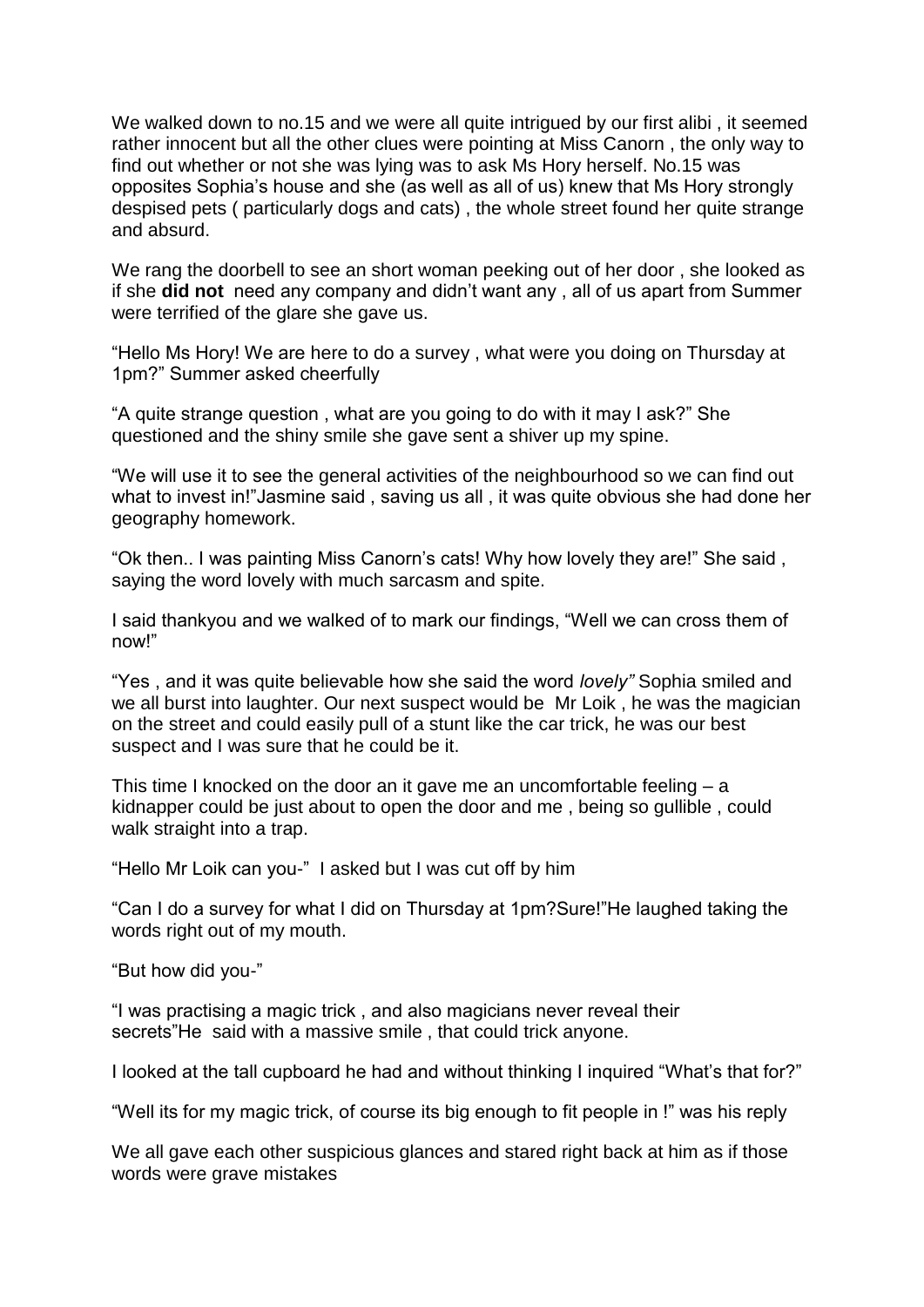We walked down to no.15 and we were all quite intrigued by our first alibi , it seemed rather innocent but all the other clues were pointing at Miss Canorn , the only way to find out whether or not she was lying was to ask Ms Hory herself. No.15 was opposites Sophia's house and she (as well as all of us) knew that Ms Hory strongly despised pets ( particularly dogs and cats) , the whole street found her quite strange and absurd.

We rang the doorbell to see an short woman peeking out of her door , she looked as if she **did not** need any company and didn't want any , all of us apart from Summer were terrified of the glare she gave us.

"Hello Ms Hory! We are here to do a survey , what were you doing on Thursday at 1pm?" Summer asked cheerfully

"A quite strange question , what are you going to do with it may I ask?" She questioned and the shiny smile she gave sent a shiver up my spine.

"We will use it to see the general activities of the neighbourhood so we can find out what to invest in!"Jasmine said , saving us all , it was quite obvious she had done her geography homework.

"Ok then.. I was painting Miss Canorn's cats! Why how lovely they are!" She said , saying the word lovely with much sarcasm and spite.

I said thankyou and we walked of to mark our findings, "Well we can cross them of now!"

"Yes , and it was quite believable how she said the word *lovely"* Sophia smiled and we all burst into laughter. Our next suspect would be Mr Loik , he was the magician on the street and could easily pull of a stunt like the car trick, he was our best suspect and I was sure that he could be it.

This time I knocked on the door an it gave me an uncomfortable feeling – a kidnapper could be just about to open the door and me , being so gullible , could walk straight into a trap.

"Hello Mr Loik can you-" I asked but I was cut off by him

"Can I do a survey for what I did on Thursday at 1pm?Sure!"He laughed taking the words right out of my mouth.

"But how did you-"

"I was practising a magic trick , and also magicians never reveal their secrets"He said with a massive smile , that could trick anyone.

I looked at the tall cupboard he had and without thinking I inquired "What's that for?"

"Well its for my magic trick, of course its big enough to fit people in !" was his reply

We all gave each other suspicious glances and stared right back at him as if those words were grave mistakes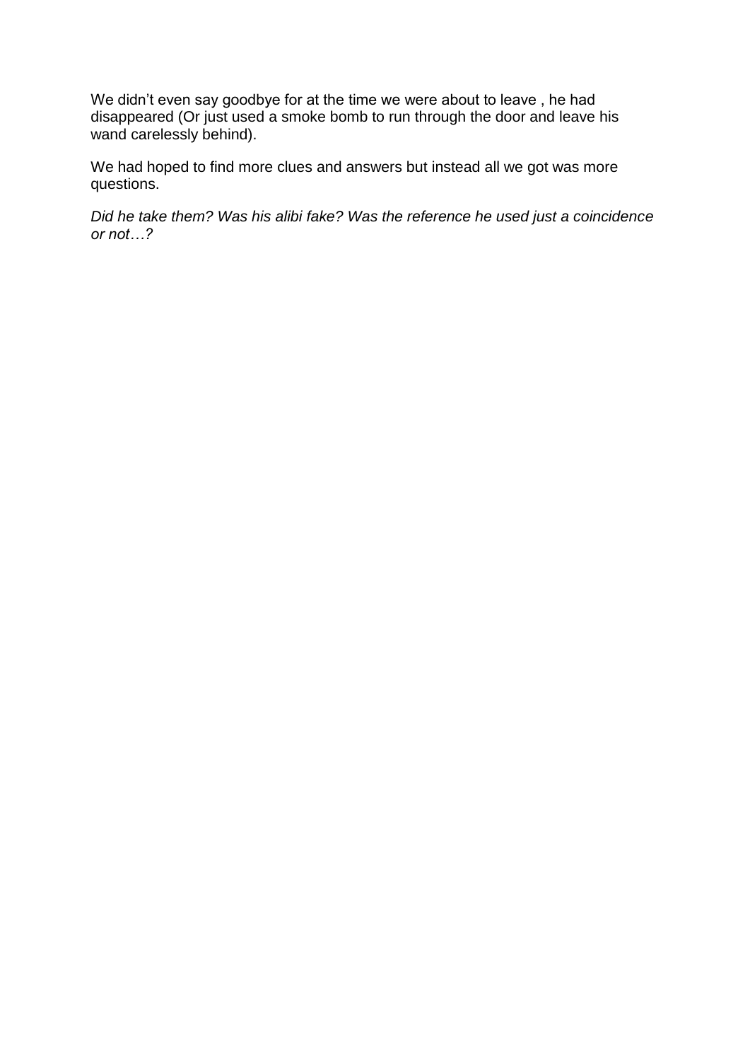We didn’t even say goodbye for at the time we were about to leave , he had disappeared (Or just used a smoke bomb to run through the door and leave his wand carelessly behind).

We had hoped to find more clues and answers but instead all we got was more questions.

*Did he take them? Was his alibi fake? Was the reference he used just a coincidence or not…?*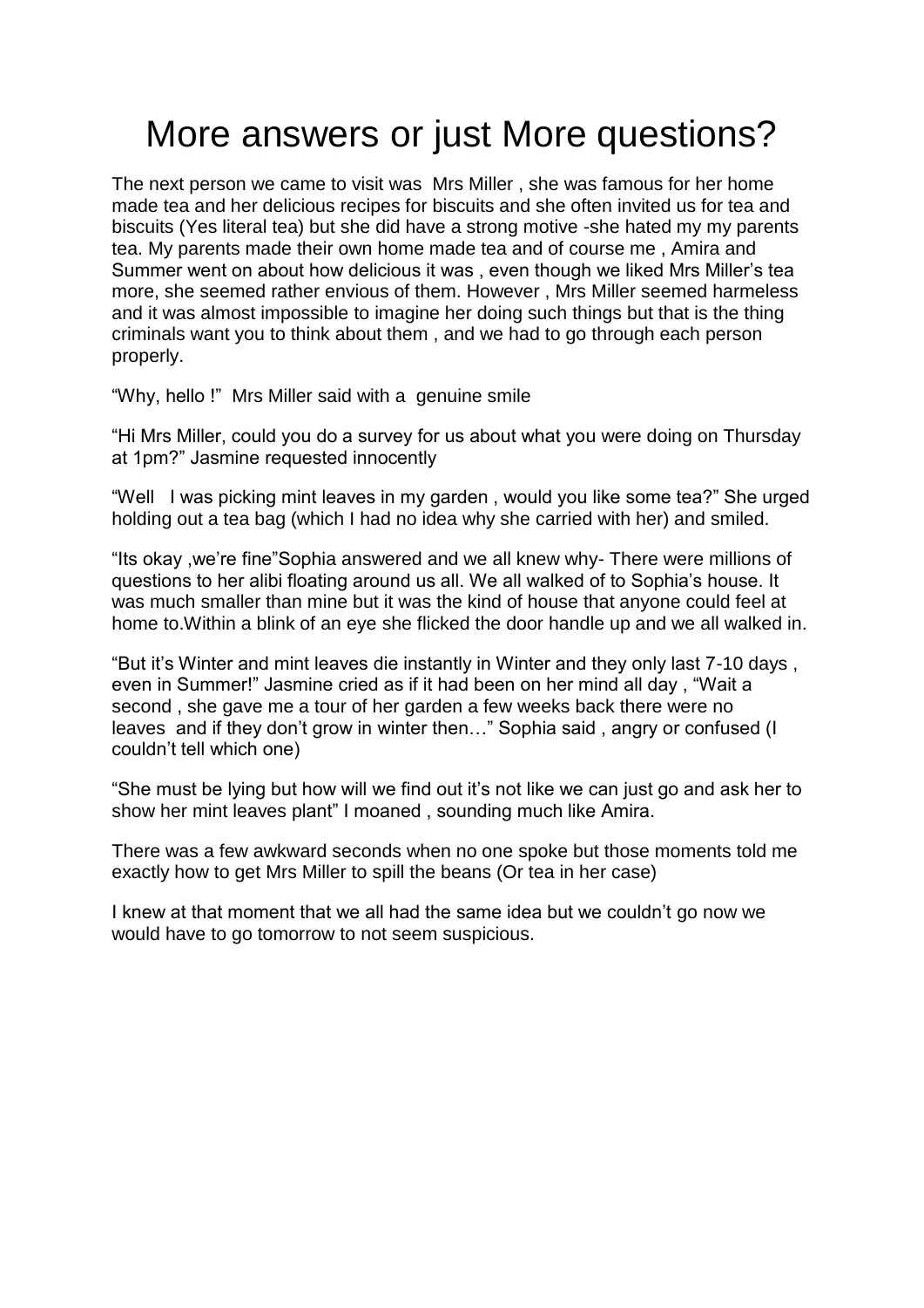# More answers or just More questions?

The next person we came to visit was  Mrs Miller , she was famous for her home made tea and her delicious recipes for biscuits and she often invited us for tea and biscuits (Yes literal tea) but she did have a strong motive -she hated my my parents tea. My parents made their own home made tea and of course me , Amira and Summer went on about how delicious it was , even though we liked Mrs Miller's tea more, she seemed rather envious of them. However , Mrs Miller seemed harmeless and it was almost impossible to imagine her doing such things but that is the thing criminals want you to think about them , and we had to go through each person properly.

"Why, hello !"  Mrs Miller said with a  genuine smile

"Hi Mrs Miller, could you do a survey for us about what you were doing on Thursday at 1pm?" Jasmine requested innocently

"Well   I was picking mint leaves in my garden , would you like some tea?" She urged holding out a tea bag (which I had no idea why she carried with her) and smiled.

"Its okay ,we're fine"Sophia answered and we all knew why- There were millions of questions to her alibi floating around us all. We all walked of to Sophia's house. It was much smaller than mine but it was the kind of house that anyone could feel at home to.Within a blink of an eye she flicked the door handle up and we all walked in.

"But it's Winter and mint leaves die instantly in Winter and they only last 7-10 days , even in Summer!" Jasmine cried as if it had been on her mind all day , "Wait a second , she gave me a tour of her garden a few weeks back there were no leaves  and if they don't grow in winter then…" Sophia said , angry or confused (I couldn't tell which one)

"She must be lying but how will we find out it's not like we can just go and ask her to show her mint leaves plant" I moaned , sounding much like Amira.

There was a few awkward seconds when no one spoke but those moments told me exactly how to get Mrs Miller to spill the beans (Or tea in her case)

I knew at that moment that we all had the same idea but we couldn't go now we would have to go tomorrow to not seem suspicious.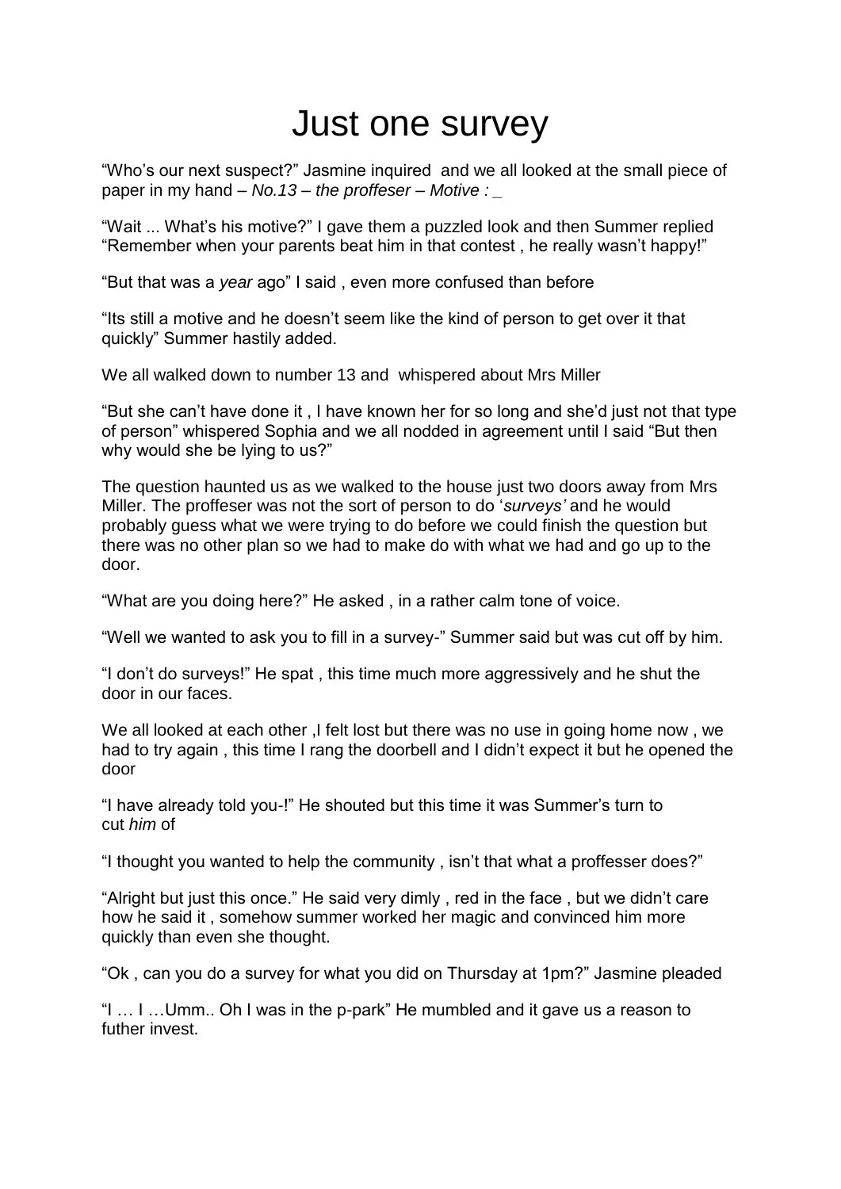# Just one survey

"Who's our next suspect?" Jasmine inquired  and we all looked at the small piece of paper in my hand – *No.13 – the proffeser – Motive : _*

"Wait ... What's his motive?" I gave them a puzzled look and then Summer replied "Remember when your parents beat him in that contest , he really wasn't happy!"

"But that was a *year* ago" I said , even more confused than before

"Its still a motive and he doesn't seem like the kind of person to get over it that quickly" Summer hastily added.

We all walked down to number 13 and  whispered about Mrs Miller

"But she can't have done it , I have known her for so long and she'd just not that type of person" whispered Sophia and we all nodded in agreement until I said "But then why would she be lying to us?"

The question haunted us as we walked to the house just two doors away from Mrs Miller. The proffeser was not the sort of person to do '*surveys'* and he would probably guess what we were trying to do before we could finish the question but there was no other plan so we had to make do with what we had and go up to the door.

"What are you doing here?" He asked , in a rather calm tone of voice.

"Well we wanted to ask you to fill in a survey-" Summer said but was cut off by him.

"I don't do surveys!" He spat , this time much more aggressively and he shut the door in our faces.

We all looked at each other ,I felt lost but there was no use in going home now , we had to try again , this time I rang the doorbell and I didn't expect it but he opened the door

"I have already told you-!" He shouted but this time it was Summer's turn to cut *him* of

"I thought you wanted to help the community , isn't that what a proffesser does?"

"Alright but just this once." He said very dimly , red in the face , but we didn't care how he said it , somehow summer worked her magic and convinced him more quickly than even she thought.

"Ok , can you do a survey for what you did on Thursday at 1pm?" Jasmine pleaded

"I … I …Umm.. Oh I was in the p-park" He mumbled and it gave us a reason to futher invest.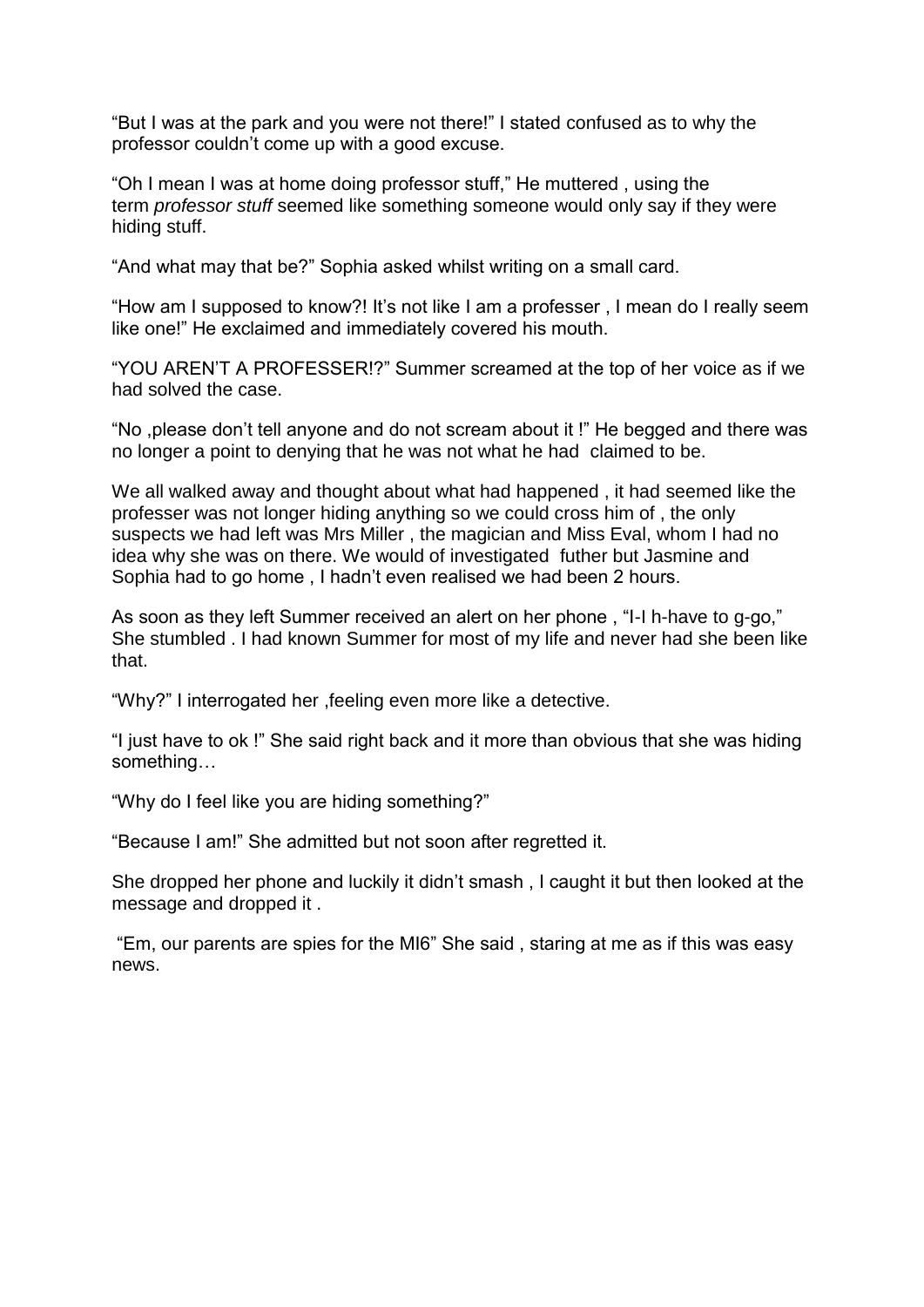“But I was at the park and you were not there!” I stated confused as to why the professor couldn’t come up with a good excuse.

“Oh I mean I was at home doing professor stuff,” He muttered , using the term *professor stuff* seemed like something someone would only say if they were hiding stuff.

“And what may that be?” Sophia asked whilst writing on a small card.

“How am I supposed to know?! It’s not like I am a professer , I mean do I really seem like one!” He exclaimed and immediately covered his mouth.

“YOU AREN’T A PROFESSER!?” Summer screamed at the top of her voice as if we had solved the case.

“No ,please don’t tell anyone and do not scream about it !” He begged and there was no longer a point to denying that he was not what he had claimed to be.

We all walked away and thought about what had happened , it had seemed like the professer was not longer hiding anything so we could cross him of , the only suspects we had left was Mrs Miller , the magician and Miss Eval, whom I had no idea why she was on there. We would of investigated futher but Jasmine and Sophia had to go home , I hadn’t even realised we had been 2 hours.

As soon as they left Summer received an alert on her phone , “I-I h-have to g-go,” She stumbled . I had known Summer for most of my life and never had she been like that.

“Why?” I interrogated her ,feeling even more like a detective.

“I just have to ok !” She said right back and it more than obvious that she was hiding something…

“Why do I feel like you are hiding something?”

“Because I am!” She admitted but not soon after regretted it.

She dropped her phone and luckily it didn’t smash , I caught it but then looked at the message and dropped it .

“Em, our parents are spies for the MI6” She said , staring at me as if this was easy news.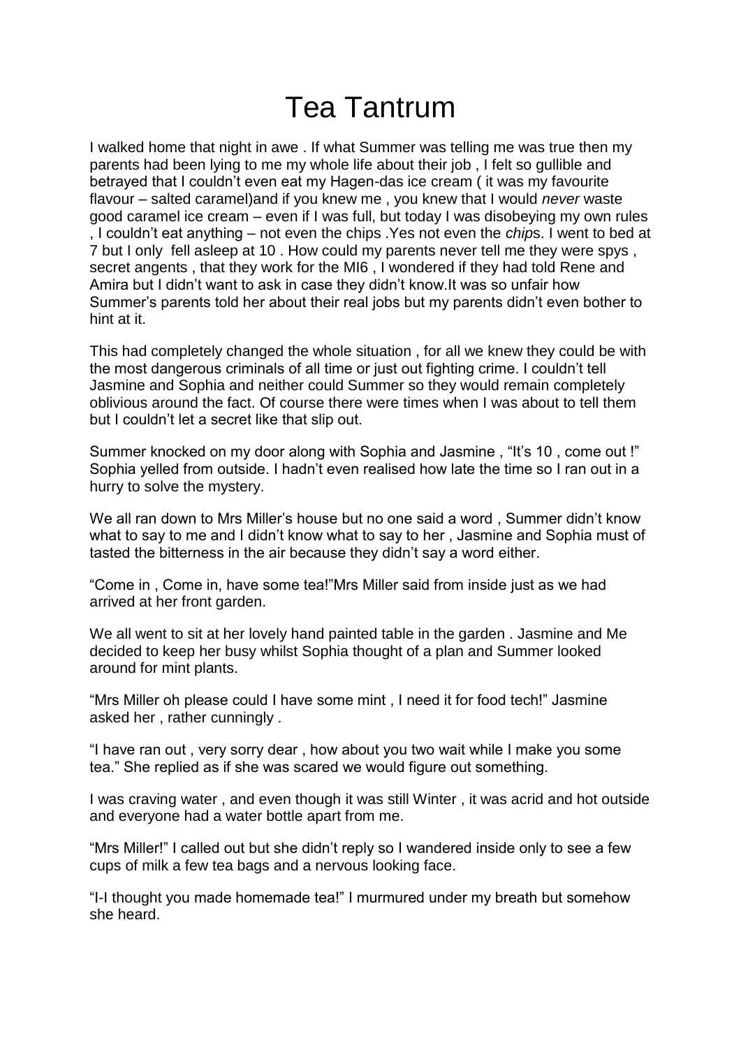# Tea Tantrum

I walked home that night in awe . If what Summer was telling me was true then my parents had been lying to me my whole life about their job , I felt so gullible and betrayed that I couldn't even eat my Hagen-das ice cream ( it was my favourite flavour – salted caramel)and if you knew me , you knew that I would *never* waste good caramel ice cream – even if I was full, but today I was disobeying my own rules , I couldn't eat anything – not even the chips .Yes not even the *chip*s. I went to bed at 7 but I only  fell asleep at 10 . How could my parents never tell me they were spys , secret angents , that they work for the MI6 , I wondered if they had told Rene and Amira but I didn't want to ask in case they didn't know.It was so unfair how Summer's parents told her about their real jobs but my parents didn't even bother to hint at it.

This had completely changed the whole situation , for all we knew they could be with the most dangerous criminals of all time or just out fighting crime. I couldn't tell Jasmine and Sophia and neither could Summer so they would remain completely oblivious around the fact. Of course there were times when I was about to tell them but I couldn't let a secret like that slip out.

Summer knocked on my door along with Sophia and Jasmine , "It's 10 , come out !" Sophia yelled from outside. I hadn't even realised how late the time so I ran out in a hurry to solve the mystery.

We all ran down to Mrs Miller's house but no one said a word , Summer didn't know what to say to me and I didn't know what to say to her , Jasmine and Sophia must of tasted the bitterness in the air because they didn't say a word either.

"Come in , Come in, have some tea!"Mrs Miller said from inside just as we had arrived at her front garden.

We all went to sit at her lovely hand painted table in the garden . Jasmine and Me decided to keep her busy whilst Sophia thought of a plan and Summer looked around for mint plants.

"Mrs Miller oh please could I have some mint , I need it for food tech!" Jasmine asked her , rather cunningly .

"I have ran out , very sorry dear , how about you two wait while I make you some tea." She replied as if she was scared we would figure out something.

I was craving water , and even though it was still Winter , it was acrid and hot outside and everyone had a water bottle apart from me.

"Mrs Miller!" I called out but she didn't reply so I wandered inside only to see a few cups of milk a few tea bags and a nervous looking face.

"I-I thought you made homemade tea!" I murmured under my breath but somehow she heard.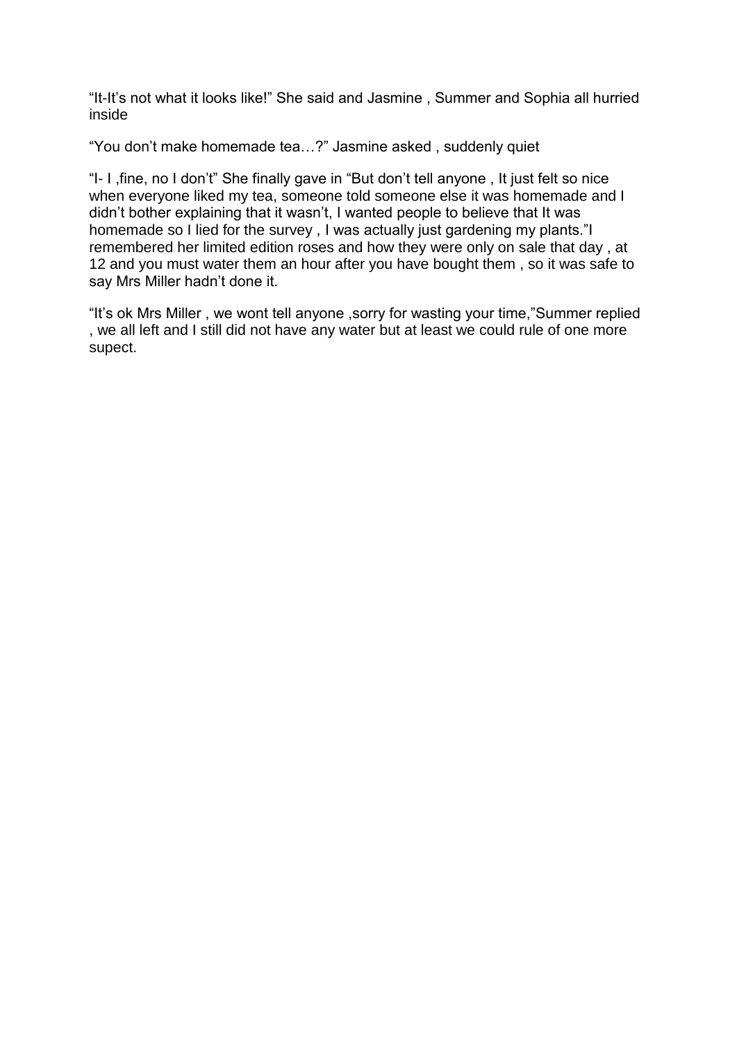“It-It’s not what it looks like!” She said and Jasmine , Summer and Sophia all hurried inside

“You don’t make homemade tea…?” Jasmine asked , suddenly quiet

“I- I ,fine, no I don’t” She finally gave in “But don’t tell anyone , It just felt so nice when everyone liked my tea, someone told someone else it was homemade and I didn’t bother explaining that it wasn’t, I wanted people to believe that It was homemade so I lied for the survey , I was actually just gardening my plants.”I remembered her limited edition roses and how they were only on sale that day , at 12 and you must water them an hour after you have bought them , so it was safe to say Mrs Miller hadn’t done it.

“It’s ok Mrs Miller , we wont tell anyone ,sorry for wasting your time,”Summer replied , we all left and I still did not have any water but at least we could rule of one more supect.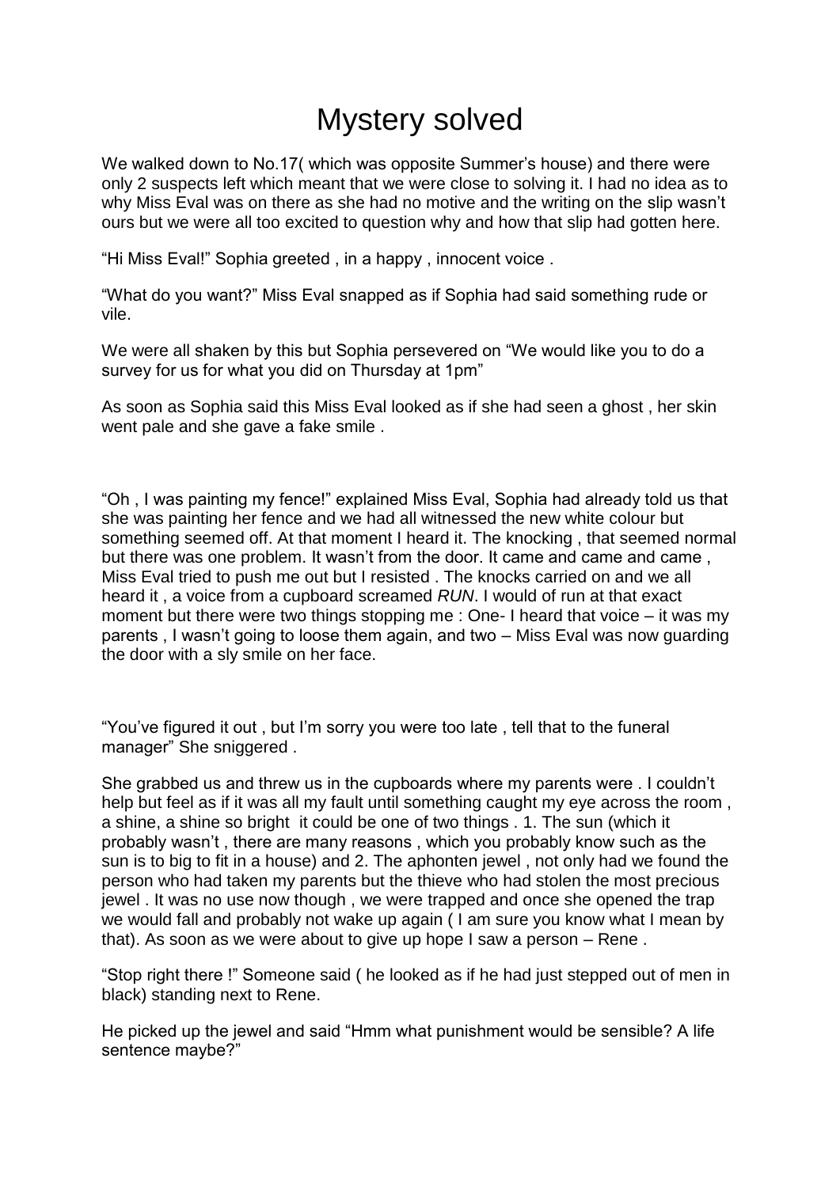# Mystery solved

We walked down to No.17( which was opposite Summer's house) and there were only 2 suspects left which meant that we were close to solving it. I had no idea as to why Miss Eval was on there as she had no motive and the writing on the slip wasn't ours but we were all too excited to question why and how that slip had gotten here.

"Hi Miss Eval!" Sophia greeted , in a happy , innocent voice .

"What do you want?" Miss Eval snapped as if Sophia had said something rude or vile.

We were all shaken by this but Sophia persevered on "We would like you to do a survey for us for what you did on Thursday at 1pm"

As soon as Sophia said this Miss Eval looked as if she had seen a ghost , her skin went pale and she gave a fake smile .

"Oh , I was painting my fence!" explained Miss Eval, Sophia had already told us that she was painting her fence and we had all witnessed the new white colour but something seemed off. At that moment I heard it. The knocking , that seemed normal but there was one problem. It wasn't from the door. It came and came and came , Miss Eval tried to push me out but I resisted . The knocks carried on and we all heard it , a voice from a cupboard screamed *RUN*. I would of run at that exact moment but there were two things stopping me : One- I heard that voice – it was my parents , I wasn't going to loose them again, and two – Miss Eval was now guarding the door with a sly smile on her face.

"You've figured it out , but I'm sorry you were too late , tell that to the funeral manager" She sniggered .

She grabbed us and threw us in the cupboards where my parents were . I couldn't help but feel as if it was all my fault until something caught my eye across the room , a shine, a shine so bright it could be one of two things . 1. The sun (which it probably wasn't , there are many reasons , which you probably know such as the sun is to big to fit in a house) and 2. The aphonten jewel , not only had we found the person who had taken my parents but the thieve who had stolen the most precious jewel . It was no use now though , we were trapped and once she opened the trap we would fall and probably not wake up again ( I am sure you know what I mean by that). As soon as we were about to give up hope I saw a person – Rene .

"Stop right there !" Someone said ( he looked as if he had just stepped out of men in black) standing next to Rene.

He picked up the jewel and said "Hmm what punishment would be sensible? A life sentence maybe?"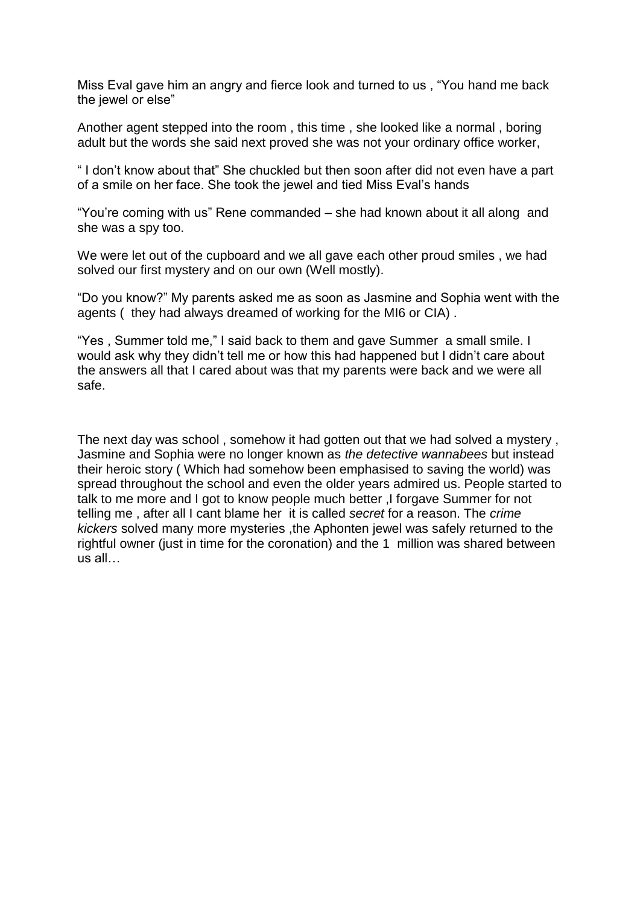Miss Eval gave him an angry and fierce look and turned to us , “You hand me back the jewel or else”

Another agent stepped into the room , this time , she looked like a normal , boring adult but the words she said next proved she was not your ordinary office worker,

“ I don’t know about that” She chuckled but then soon after did not even have a part of a smile on her face. She took the jewel and tied Miss Eval’s hands

“You’re coming with us” Rene commanded – she had known about it all along and she was a spy too.

We were let out of the cupboard and we all gave each other proud smiles , we had solved our first mystery and on our own (Well mostly).

“Do you know?” My parents asked me as soon as Jasmine and Sophia went with the agents ( they had always dreamed of working for the MI6 or CIA) .

“Yes , Summer told me,” I said back to them and gave Summer a small smile. I would ask why they didn’t tell me or how this had happened but I didn’t care about the answers all that I cared about was that my parents were back and we were all safe.

The next day was school , somehow it had gotten out that we had solved a mystery , Jasmine and Sophia were no longer known as *the detective wannabees* but instead their heroic story ( Which had somehow been emphasised to saving the world) was spread throughout the school and even the older years admired us. People started to talk to me more and I got to know people much better ,I forgave Summer for not telling me , after all I cant blame her it is called *secret* for a reason. The *crime kickers* solved many more mysteries ,the Aphonten jewel was safely returned to the rightful owner (just in time for the coronation) and the 1 million was shared between us all…